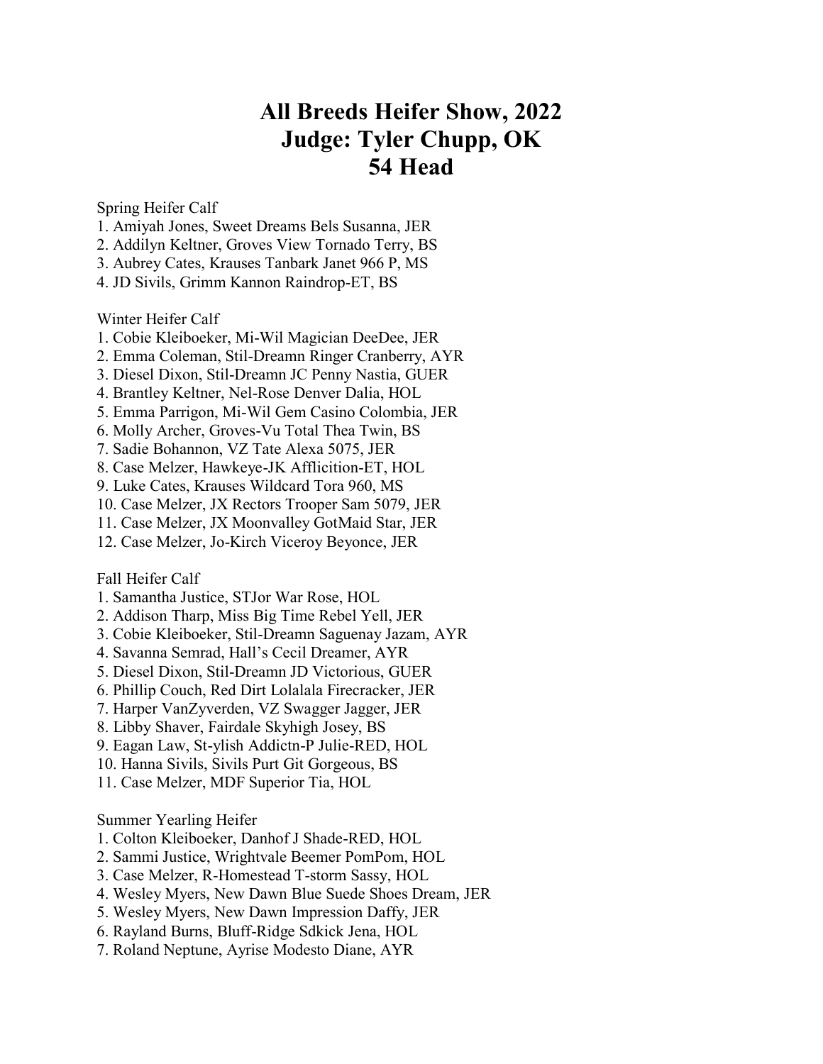# All Breeds Heifer Show, 2022
# Judge: Tyler Chupp, OK
# 54 Head

Spring Heifer Calf

1. Amiyah Jones, Sweet Dreams Bels Susanna, JER
2. Addilyn Keltner, Groves View Tornado Terry, BS
3. Aubrey Cates, Krauses Tanbark Janet 966 P, MS
4. JD Sivils, Grimm Kannon Raindrop-ET, BS

Winter Heifer Calf

1. Cobie Kleiboeker, Mi-Wil Magician DeeDee, JER
2. Emma Coleman, Stil-Dreamn Ringer Cranberry, AYR
3. Diesel Dixon, Stil-Dreamn JC Penny Nastia, GUER
4. Brantley Keltner, Nel-Rose Denver Dalia, HOL
5. Emma Parrigon, Mi-Wil Gem Casino Colombia, JER
6. Molly Archer, Groves-Vu Total Thea Twin, BS
7. Sadie Bohannon, VZ Tate Alexa 5075, JER
8. Case Melzer, Hawkeye-JK Afflicition-ET, HOL
9. Luke Cates, Krauses Wildcard Tora 960, MS
10. Case Melzer, JX Rectors Trooper Sam 5079, JER
11. Case Melzer, JX Moonvalley GotMaid Star, JER
12. Case Melzer, Jo-Kirch Viceroy Beyonce, JER

Fall Heifer Calf

1. Samantha Justice, STJor War Rose, HOL
2. Addison Tharp, Miss Big Time Rebel Yell, JER
3. Cobie Kleiboeker, Stil-Dreamn Saguenay Jazam, AYR
4. Savanna Semrad, Hall's Cecil Dreamer, AYR
5. Diesel Dixon, Stil-Dreamn JD Victorious, GUER
6. Phillip Couch, Red Dirt Lolalala Firecracker, JER
7. Harper VanZyverden, VZ Swagger Jagger, JER
8. Libby Shaver, Fairdale Skyhigh Josey, BS
9. Eagan Law, St-ylish Addictn-P Julie-RED, HOL
10. Hanna Sivils, Sivils Purt Git Gorgeous, BS
11. Case Melzer, MDF Superior Tia, HOL

Summer Yearling Heifer

1. Colton Kleiboeker, Danhof J Shade-RED, HOL
2. Sammi Justice, Wrightvale Beemer PomPom, HOL
3. Case Melzer, R-Homestead T-storm Sassy, HOL
4. Wesley Myers, New Dawn Blue Suede Shoes Dream, JER
5. Wesley Myers, New Dawn Impression Daffy, JER
6. Rayland Burns, Bluff-Ridge Sdkick Jena, HOL
7. Roland Neptune, Ayrise Modesto Diane, AYR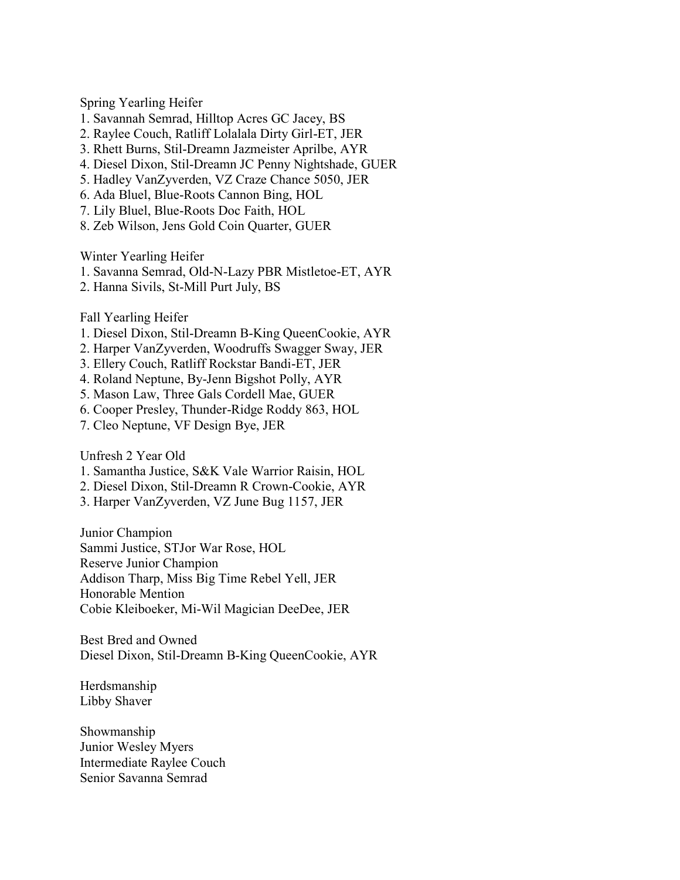Spring Yearling Heifer

1. Savannah Semrad, Hilltop Acres GC Jacey, BS
2. Raylee Couch, Ratliff Lolalala Dirty Girl-ET, JER
3. Rhett Burns, Stil-Dreamn Jazmeister Aprilbe, AYR
4. Diesel Dixon, Stil-Dreamn JC Penny Nightshade, GUER
5. Hadley VanZyverden, VZ Craze Chance 5050, JER
6. Ada Bluel, Blue-Roots Cannon Bing, HOL
7. Lily Bluel, Blue-Roots Doc Faith, HOL
8. Zeb Wilson, Jens Gold Coin Quarter, GUER

Winter Yearling Heifer

1. Savanna Semrad, Old-N-Lazy PBR Mistletoe-ET, AYR
2. Hanna Sivils, St-Mill Purt July, BS

Fall Yearling Heifer

1. Diesel Dixon, Stil-Dreamn B-King QueenCookie, AYR
2. Harper VanZyverden, Woodruffs Swagger Sway, JER
3. Ellery Couch, Ratliff Rockstar Bandi-ET, JER
4. Roland Neptune, By-Jenn Bigshot Polly, AYR
5. Mason Law, Three Gals Cordell Mae, GUER
6. Cooper Presley, Thunder-Ridge Roddy 863, HOL
7. Cleo Neptune, VF Design Bye, JER

Unfresh 2 Year Old

1. Samantha Justice, S&K Vale Warrior Raisin, HOL
2. Diesel Dixon, Stil-Dreamn R Crown-Cookie, AYR
3. Harper VanZyverden, VZ June Bug 1157, JER

Junior Champion
Sammi Justice, STJor War Rose, HOL
Reserve Junior Champion
Addison Tharp, Miss Big Time Rebel Yell, JER
Honorable Mention
Cobie Kleiboeker, Mi-Wil Magician DeeDee, JER

Best Bred and Owned
Diesel Dixon, Stil-Dreamn B-King QueenCookie, AYR

Herdsmanship
Libby Shaver

Showmanship
Junior Wesley Myers
Intermediate Raylee Couch
Senior Savanna Semrad